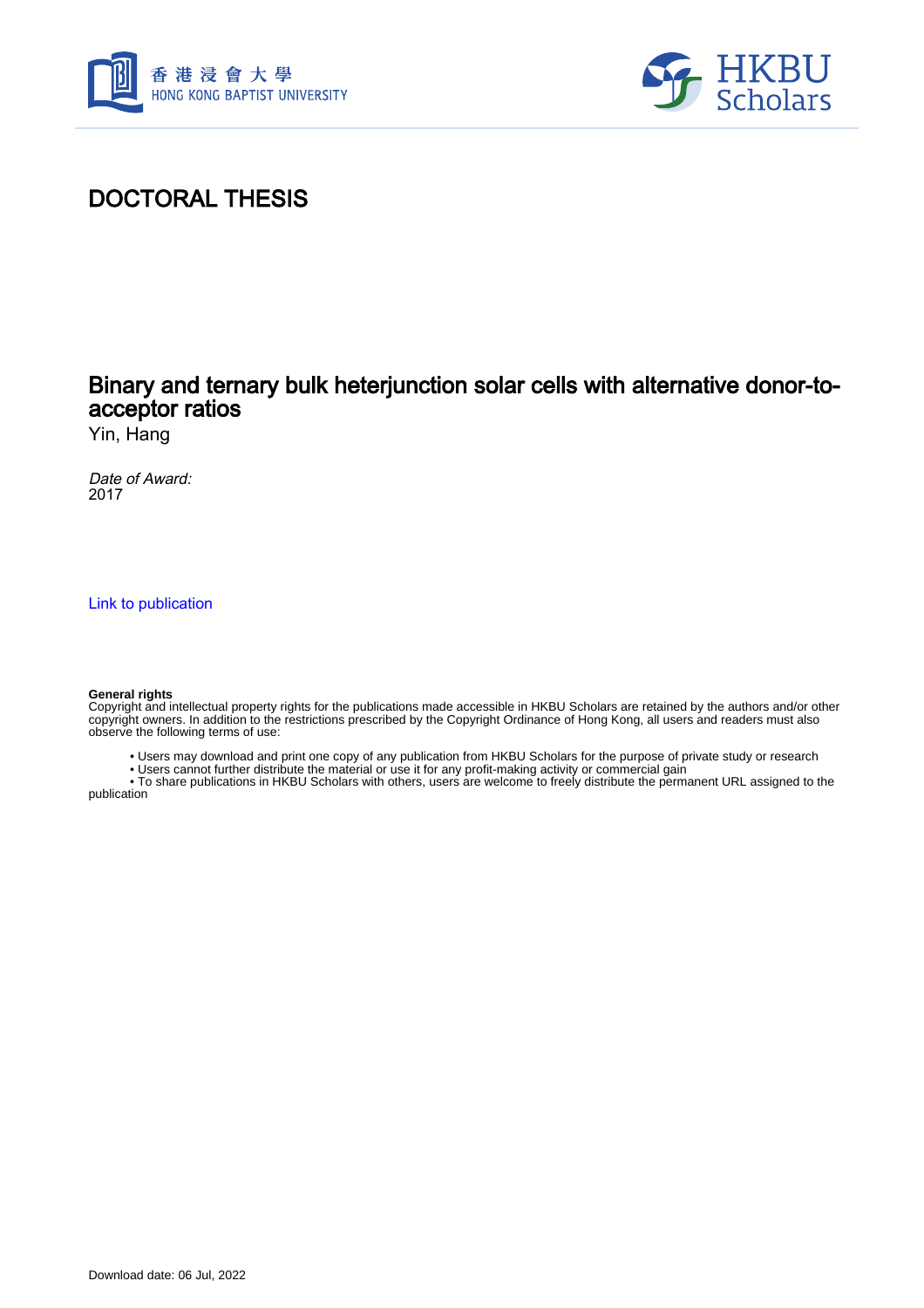香港浸會大學
HONG KONG BAPTIST UNIVERSITY

HKBU Scholars

# DOCTORAL THESIS

## Binary and ternary bulk heterjunction solar cells with alternative donor-to-acceptor ratios

Yin, Hang

*Date of Award:*
2017

Link to publication

**General rights**
Copyright and intellectual property rights for the publications made accessible in HKBU Scholars are retained by the authors and/or other copyright owners. In addition to the restrictions prescribed by the Copyright Ordinance of Hong Kong, all users and readers must also observe the following terms of use:

- Users may download and print one copy of any publication from HKBU Scholars for the purpose of private study or research
- Users cannot further distribute the material or use it for any profit-making activity or commercial gain
- To share publications in HKBU Scholars with others, users are welcome to freely distribute the permanent URL assigned to the publication

Download date: 06 Jul, 2022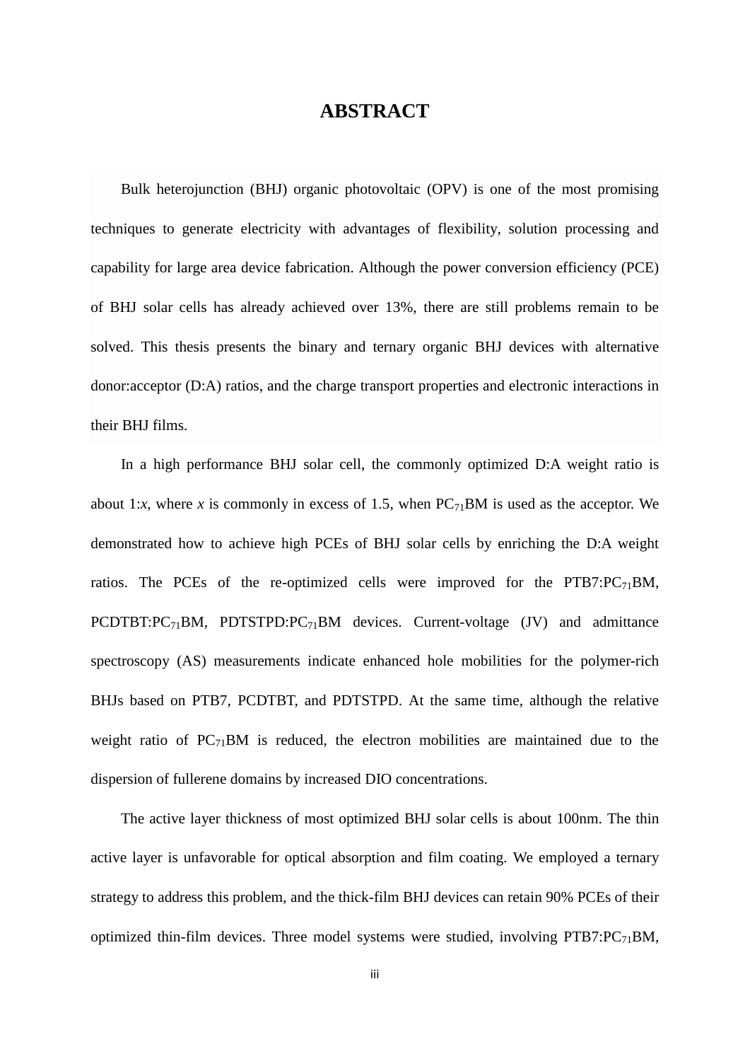# ABSTRACT

Bulk heterojunction (BHJ) organic photovoltaic (OPV) is one of the most promising techniques to generate electricity with advantages of flexibility, solution processing and capability for large area device fabrication. Although the power conversion efficiency (PCE) of BHJ solar cells has already achieved over 13%, there are still problems remain to be solved. This thesis presents the binary and ternary organic BHJ devices with alternative donor:acceptor (D:A) ratios, and the charge transport properties and electronic interactions in their BHJ films.

In a high performance BHJ solar cell, the commonly optimized D:A weight ratio is about 1:*x*, where *x* is commonly in excess of 1.5, when $PC_{71}BM$ is used as the acceptor. We demonstrated how to achieve high PCEs of BHJ solar cells by enriching the D:A weight ratios. The PCEs of the re-optimized cells were improved for the PTB7:$PC_{71}BM$, PCDTBT:$PC_{71}BM$, PDTSTPD:$PC_{71}BM$ devices. Current-voltage (JV) and admittance spectroscopy (AS) measurements indicate enhanced hole mobilities for the polymer-rich BHJs based on PTB7, PCDTBT, and PDTSTPD. At the same time, although the relative weight ratio of $PC_{71}BM$ is reduced, the electron mobilities are maintained due to the dispersion of fullerene domains by increased DIO concentrations.

The active layer thickness of most optimized BHJ solar cells is about 100nm. The thin active layer is unfavorable for optical absorption and film coating. We employed a ternary strategy to address this problem, and the thick-film BHJ devices can retain 90% PCEs of their optimized thin-film devices. Three model systems were studied, involving PTB7:$PC_{71}BM$,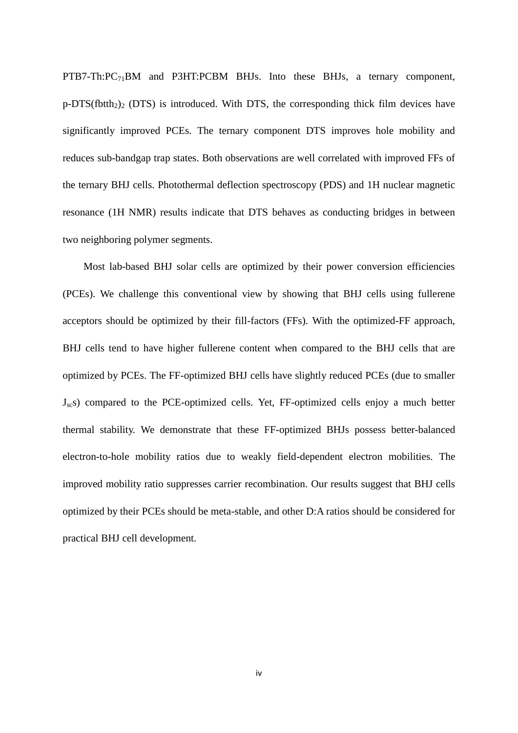PTB7-Th:$PC_{71}BM$ and P3HT:PCBM BHJs. Into these BHJs, a ternary component, p-DTS$(fbtth_2)_2$ (DTS) is introduced. With DTS, the corresponding thick film devices have significantly improved PCEs. The ternary component DTS improves hole mobility and reduces sub-bandgap trap states. Both observations are well correlated with improved FFs of the ternary BHJ cells. Photothermal deflection spectroscopy (PDS) and 1H nuclear magnetic resonance (1H NMR) results indicate that DTS behaves as conducting bridges in between two neighboring polymer segments.

Most lab-based BHJ solar cells are optimized by their power conversion efficiencies (PCEs). We challenge this conventional view by showing that BHJ cells using fullerene acceptors should be optimized by their fill-factors (FFs). With the optimized-FF approach, BHJ cells tend to have higher fullerene content when compared to the BHJ cells that are optimized by PCEs. The FF-optimized BHJ cells have slightly reduced PCEs (due to smaller $J_{sc}$s) compared to the PCE-optimized cells. Yet, FF-optimized cells enjoy a much better thermal stability. We demonstrate that these FF-optimized BHJs possess better-balanced electron-to-hole mobility ratios due to weakly field-dependent electron mobilities. The improved mobility ratio suppresses carrier recombination. Our results suggest that BHJ cells optimized by their PCEs should be meta-stable, and other D:A ratios should be considered for practical BHJ cell development.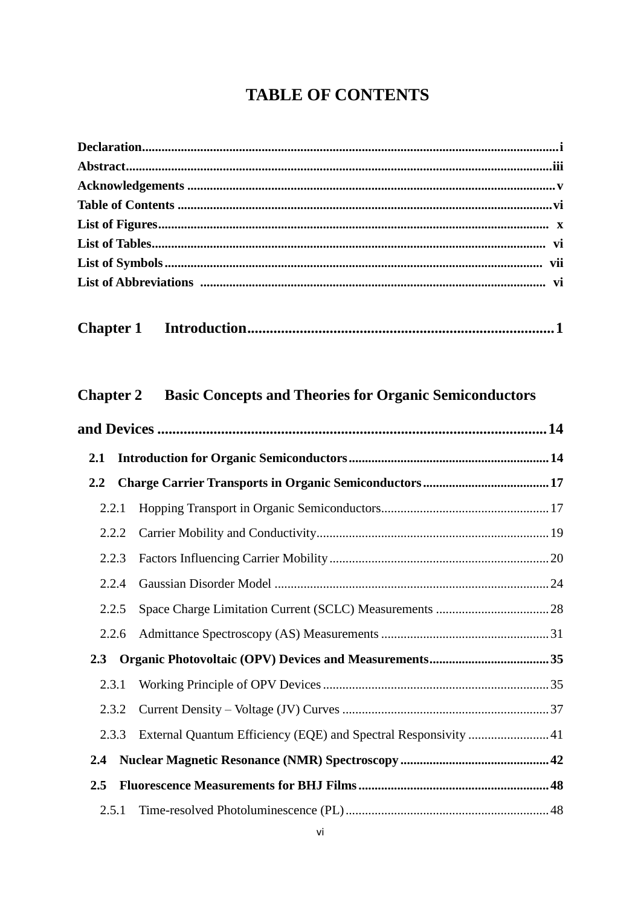# TABLE OF CONTENTS

**Declaration**............................................................................................................................**i**
**Abstract**...............................................................................................................................**iii**
**Acknowledgements** ................................................................................................................**v**
**Table of Contents** .................................................................................................................**vi**
**List of Figures**....................................................................................................................... **x**
**List of Tables**....................................................................................................................... **vi**
**List of Symbols**.................................................................................................................. **vii**
**List of Abbreviations** ......................................................................................................... **vi**

**Chapter 1 Introduction**.................................................................................**1**

**Chapter 2 Basic Concepts and Theories for Organic Semiconductors and Devices** .......................................................................................................**14**

**2.1 Introduction for Organic Semiconductors**.............................................................**14**

**2.2 Charge Carrier Transports in Organic Semiconductors**......................................**17**

2.2.1 Hopping Transport in Organic Semiconductors...................................................17

2.2.2 Carrier Mobility and Conductivity.......................................................................19

2.2.3 Factors Influencing Carrier Mobility...................................................................20

2.2.4 Gaussian Disorder Model ....................................................................................24

2.2.5 Space Charge Limitation Current (SCLC) Measurements ..................................28

2.2.6 Admittance Spectroscopy (AS) Measurements ...................................................31

**2.3 Organic Photovoltaic (OPV) Devices and Measurements**....................................**35**

2.3.1 Working Principle of OPV Devices.....................................................................35

2.3.2 Current Density – Voltage (JV) Curves ...............................................................37

2.3.3 External Quantum Efficiency (EQE) and Spectral Responsivity .........................41

**2.4 Nuclear Magnetic Resonance (NMR) Spectroscopy**.............................................**42**

**2.5 Fluorescence Measurements for BHJ Films**..........................................................**48**

2.5.1 Time-resolved Photoluminescence (PL)..............................................................48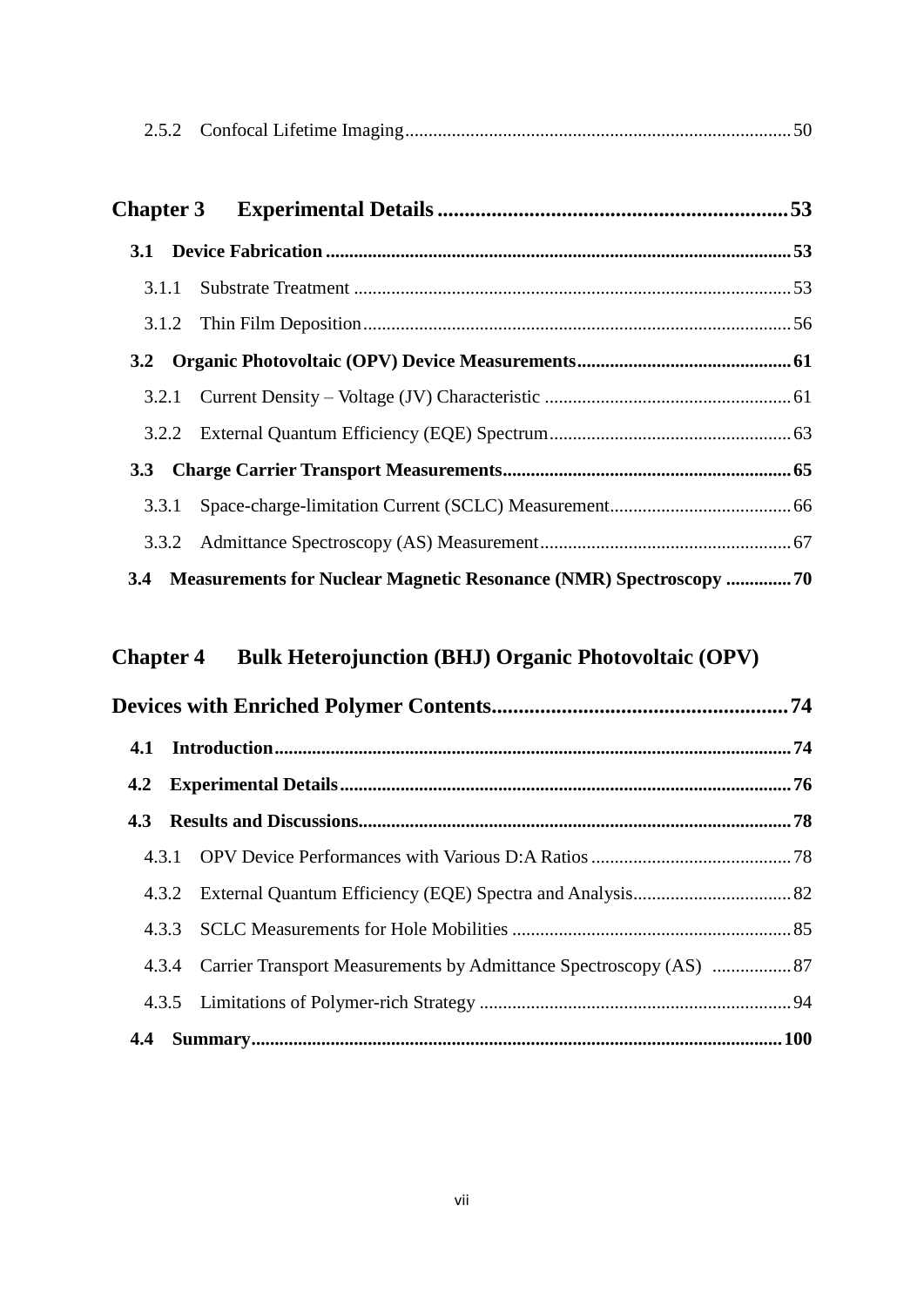2.5.2 Confocal Lifetime Imaging .................................................................................. 50

**Chapter 3 Experimental Details ................................................................ 53**

**3.1 Device Fabrication ................................................................................................ 53**

3.1.1 Substrate Treatment ............................................................................................ 53

3.1.2 Thin Film Deposition ........................................................................................... 56

**3.2 Organic Photovoltaic (OPV) Device Measurements ............................................. 61**

3.2.1 Current Density – Voltage (JV) Characteristic .................................................... 61

3.2.2 External Quantum Efficiency (EQE) Spectrum ................................................... 63

**3.3 Charge Carrier Transport Measurements ............................................................ 65**

3.3.1 Space-charge-limitation Current (SCLC) Measurement ...................................... 66

3.3.2 Admittance Spectroscopy (AS) Measurement ..................................................... 67

**3.4 Measurements for Nuclear Magnetic Resonance (NMR) Spectroscopy ............. 70**

**Chapter 4 Bulk Heterojunction (BHJ) Organic Photovoltaic (OPV) Devices with Enriched Polymer Contents ...................................................... 74**

**4.1 Introduction ........................................................................................................... 74**

**4.2 Experimental Details .............................................................................................. 76**

**4.3 Results and Discussions ......................................................................................... 78**

4.3.1 OPV Device Performances with Various D:A Ratios .......................................... 78

4.3.2 External Quantum Efficiency (EQE) Spectra and Analysis ................................. 82

4.3.3 SCLC Measurements for Hole Mobilities ........................................................... 85

4.3.4 Carrier Transport Measurements by Admittance Spectroscopy (AS) ................. 87

4.3.5 Limitations of Polymer-rich Strategy .................................................................. 94

**4.4 Summary ............................................................................................................... 100**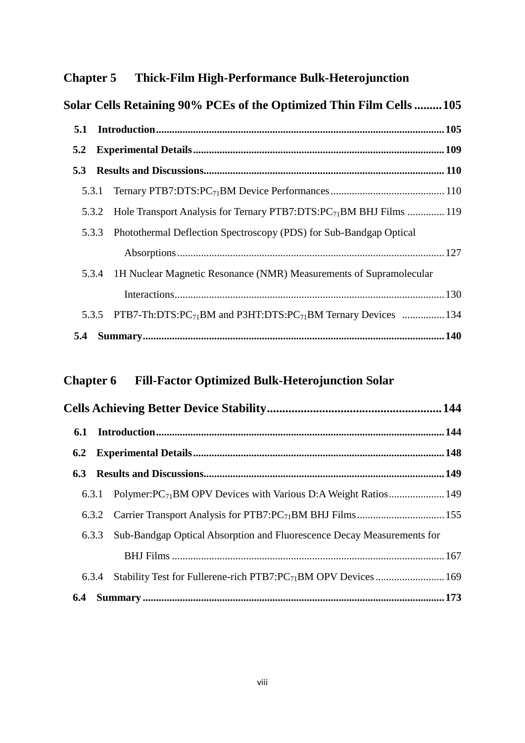**Chapter 5 Thick-Film High-Performance Bulk-Heterojunction Solar Cells Retaining 90% PCEs of the Optimized Thin Film Cells ......... 105**

- **5.1 Introduction ......... 105**
- **5.2 Experimental Details ......... 109**
- **5.3 Results and Discussions ......... 110**
  - 5.3.1 Ternary PTB7:DTS:$PC_{71}BM$ Device Performances ......... 110
  - 5.3.2 Hole Transport Analysis for Ternary PTB7:DTS:$PC_{71}BM$ BHJ Films ......... 119
  - 5.3.3 Photothermal Deflection Spectroscopy (PDS) for Sub-Bandgap Optical Absorptions ......... 127
  - 5.3.4 1H Nuclear Magnetic Resonance (NMR) Measurements of Supramolecular Interactions ......... 130
  - 5.3.5 PTB7-Th:DTS:$PC_{71}BM$ and P3HT:DTS:$PC_{71}BM$ Ternary Devices ......... 134
- **5.4 Summary ......... 140**

**Chapter 6 Fill-Factor Optimized Bulk-Heterojunction Solar Cells Achieving Better Device Stability ......... 144**

- **6.1 Introduction ......... 144**
- **6.2 Experimental Details ......... 148**
- **6.3 Results and Discussions ......... 149**
  - 6.3.1 Polymer:$PC_{71}BM$ OPV Devices with Various D:A Weight Ratios ......... 149
  - 6.3.2 Carrier Transport Analysis for PTB7:$PC_{71}BM$ BHJ Films ......... 155
  - 6.3.3 Sub-Bandgap Optical Absorption and Fluorescence Decay Measurements for BHJ Films ......... 167
  - 6.3.4 Stability Test for Fullerene-rich PTB7:$PC_{71}BM$ OPV Devices ......... 169
- **6.4 Summary ......... 173**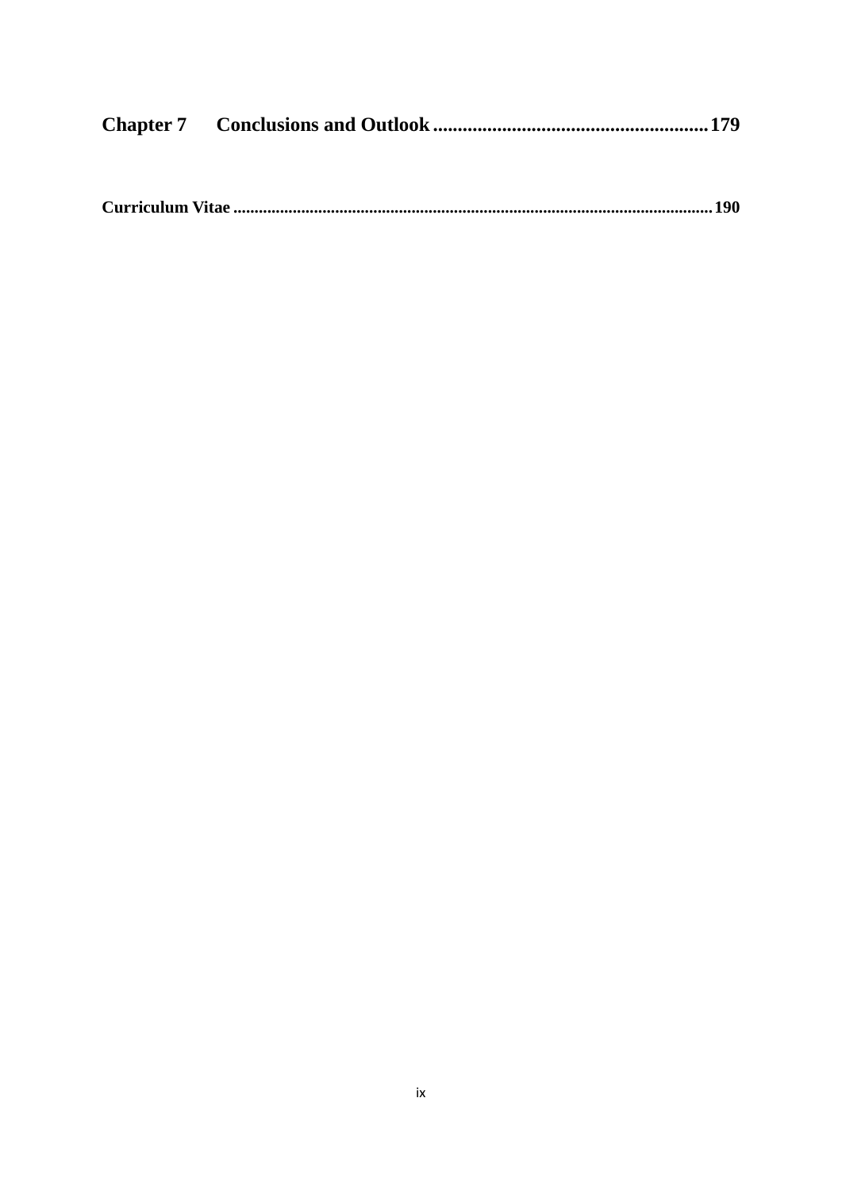**Chapter 7 Conclusions and Outlook ........................................................ 179**

**Curriculum Vitae ................................................................................................................ 190**